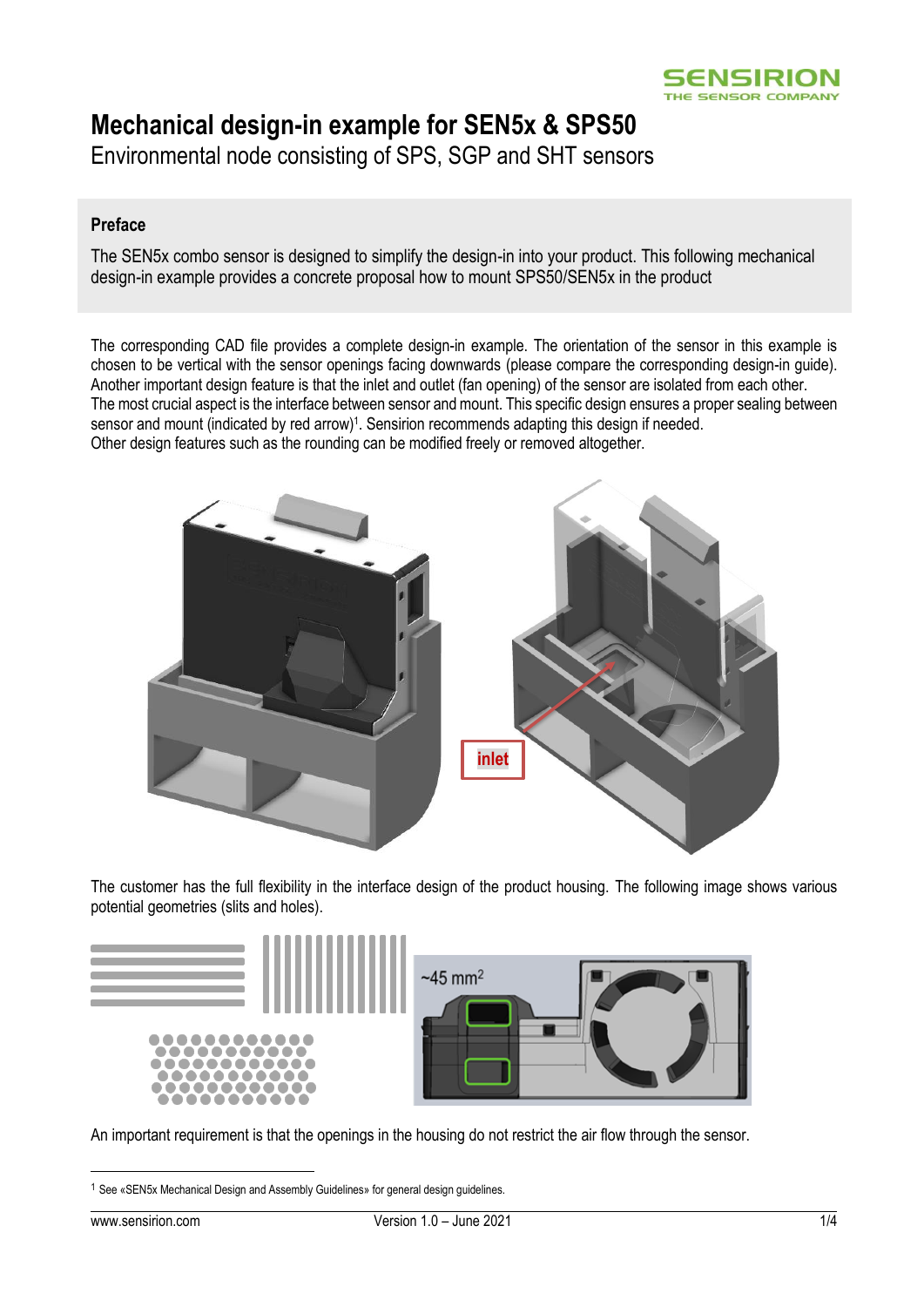# Mechanical design-in example for SEN5x & SPS50

Environmental node consisting of SPS, SGP and SHT sensors

## Preface

The SEN5x combo sensor is designed to simplify the design-in into your product. This following mechanical design-in example provides a concrete proposal how to mount SPS50/SEN5x in the product

The corresponding CAD file provides a complete design-in example. The orientation of the sensor in this example is chosen to be vertical with the sensor openings facing downwards (please compare the corresponding design-in guide). Another important design feature is that the inlet and outlet (fan opening) of the sensor are isolated from each other. The most crucial aspect is the interface between sensor and mount. This specific design ensures a proper sealing between sensor and mount (indicated by red arrow)[1]. Sensirion recommends adapting this design if needed. Other design features such as the rounding can be modified freely or removed altogether.

inlet

The customer has the full flexibility in the interface design of the product housing. The following image shows various potential geometries (slits and holes).

~45 mm$^2$

An important requirement is that the openings in the housing do not restrict the air flow through the sensor.

[1] See «SEN5x Mechanical Design and Assembly Guidelines» for general design guidelines.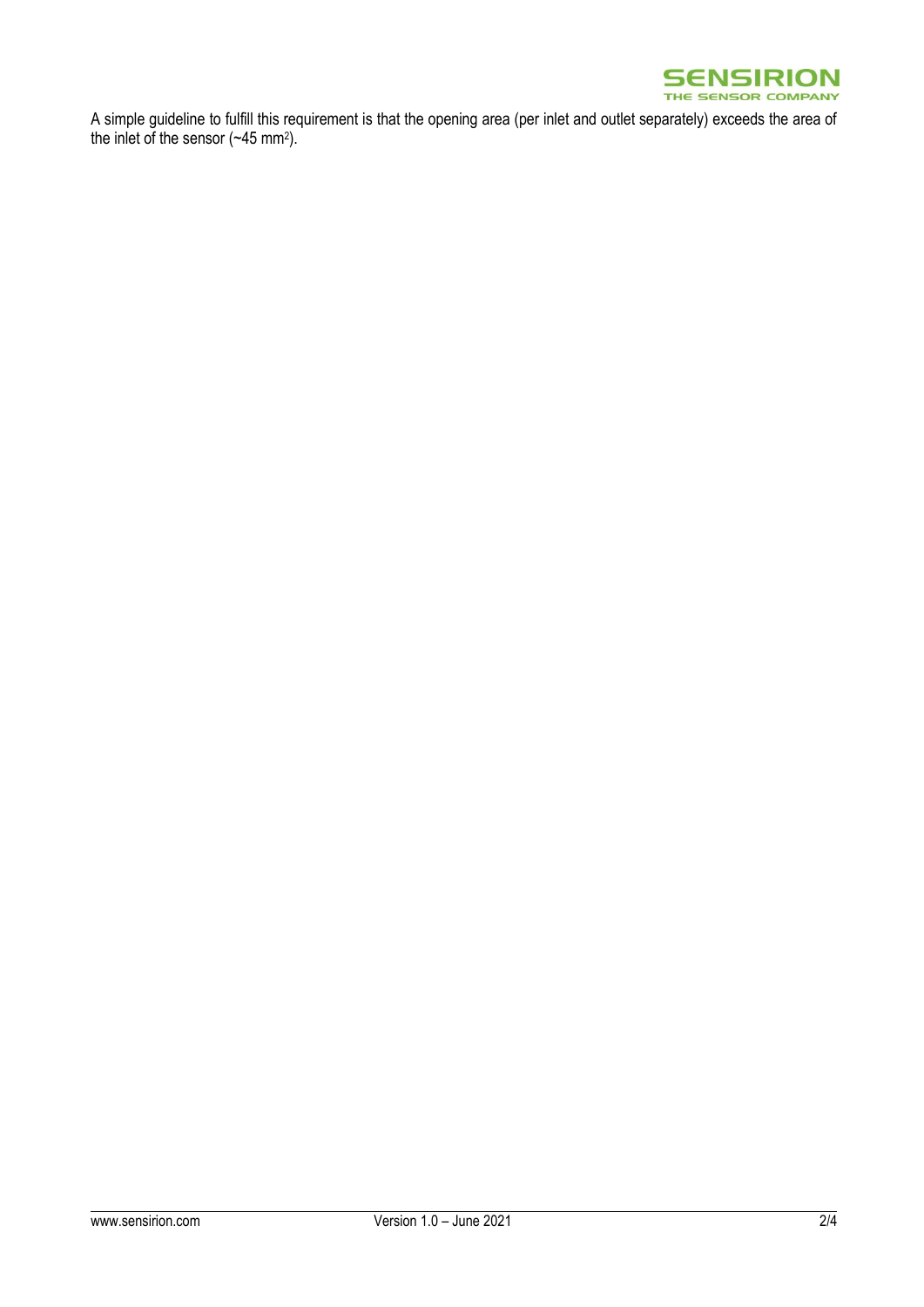A simple guideline to fulfill this requirement is that the opening area (per inlet and outlet separately) exceeds the area of the inlet of the sensor (~45 $mm^2$).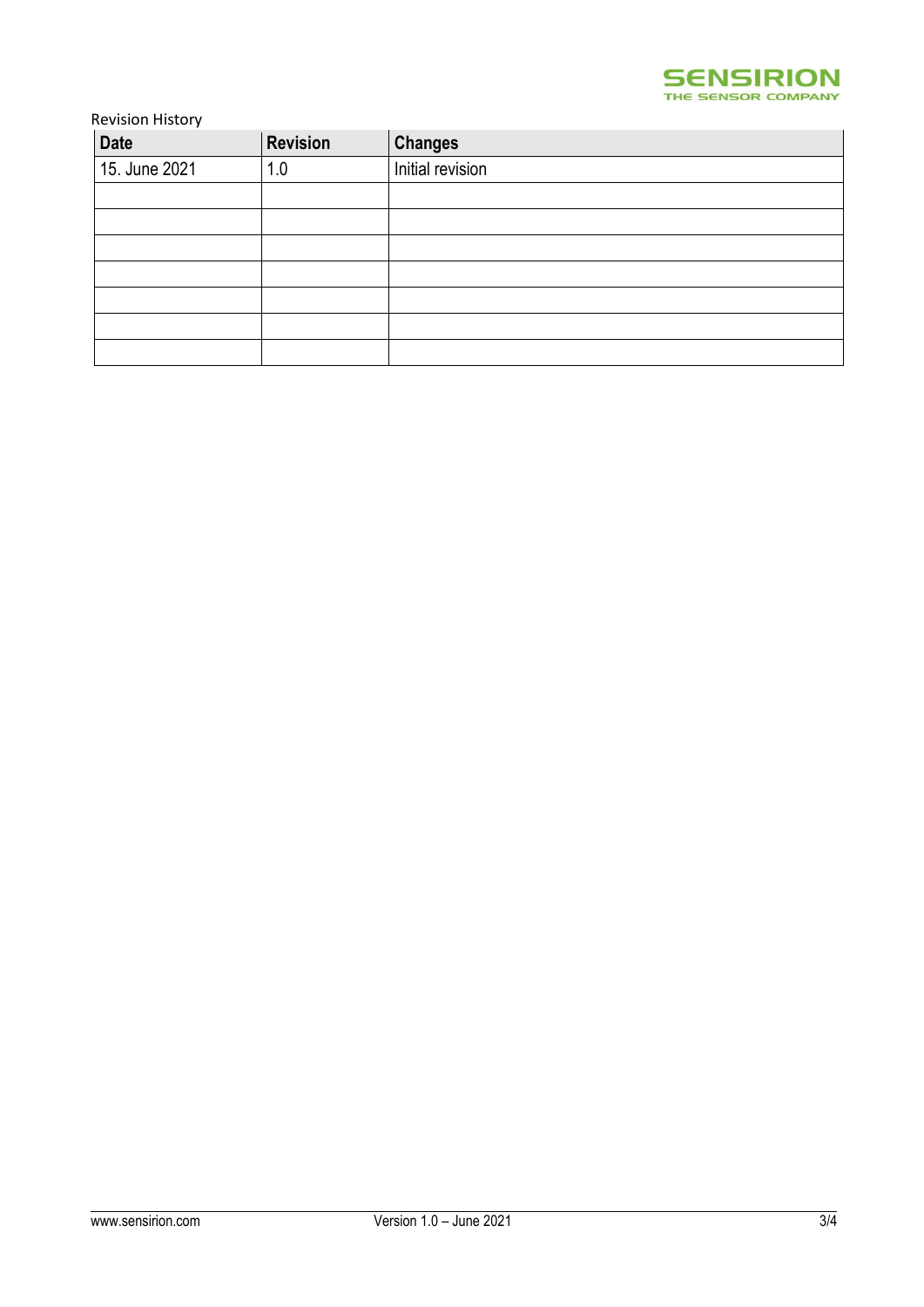Revision History

| Date | Revision | Changes |
|---|---|---|
| 15. June 2021 | 1.0 | Initial revision |
| | | |
| | | |
| | | |
| | | |
| | | |
| | | |
| | | |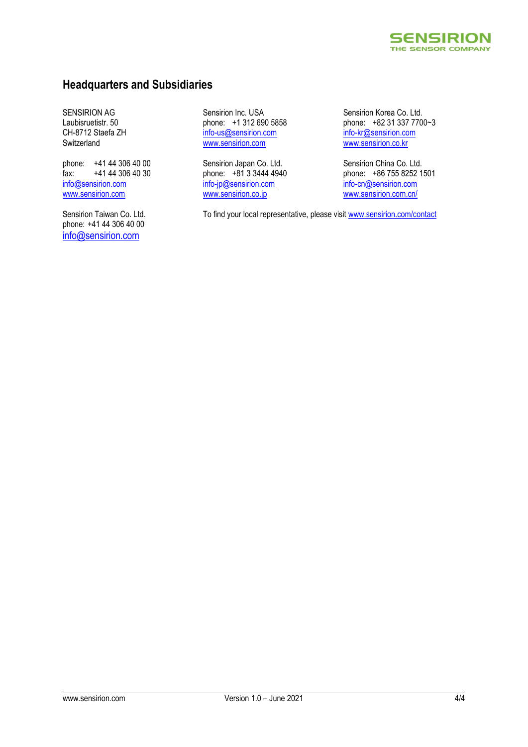## Headquarters and Subsidiaries

SENSIRION AG
Laubisruetistr. 50
CH-8712 Staefa ZH
Switzerland

phone: +41 44 306 40 00
fax: +41 44 306 40 30
info@sensirion.com
www.sensirion.com

Sensirion Taiwan Co. Ltd.
phone: +41 44 306 40 00
info@sensirion.com

Sensirion Inc. USA
phone: +1 312 690 5858
info-us@sensirion.com
www.sensirion.com

Sensirion Japan Co. Ltd.
phone: +81 3 3444 4940
info-jp@sensirion.com
www.sensirion.co.jp

Sensirion Korea Co. Ltd.
phone: +82 31 337 7700~3
info-kr@sensirion.com
www.sensirion.co.kr

Sensirion China Co. Ltd.
phone: +86 755 8252 1501
info-cn@sensirion.com
www.sensirion.com.cn/

To find your local representative, please visit www.sensirion.com/contact